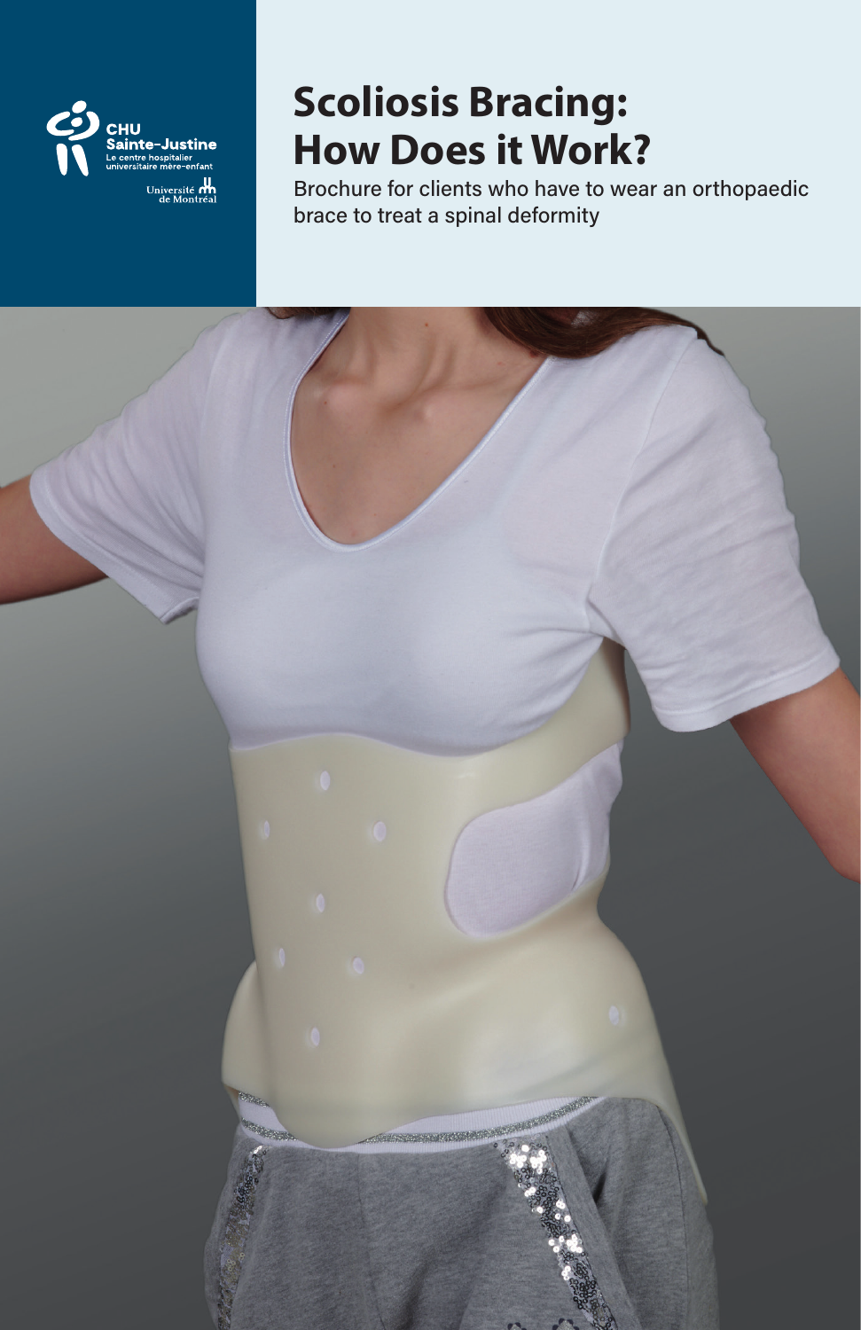CHU Sainte-Justine
Le centre hospitalier universitaire mère-enfant

Université de Montréal

# Scoliosis Bracing: How Does it Work?

Brochure for clients who have to wear an orthopaedic brace to treat a spinal deformity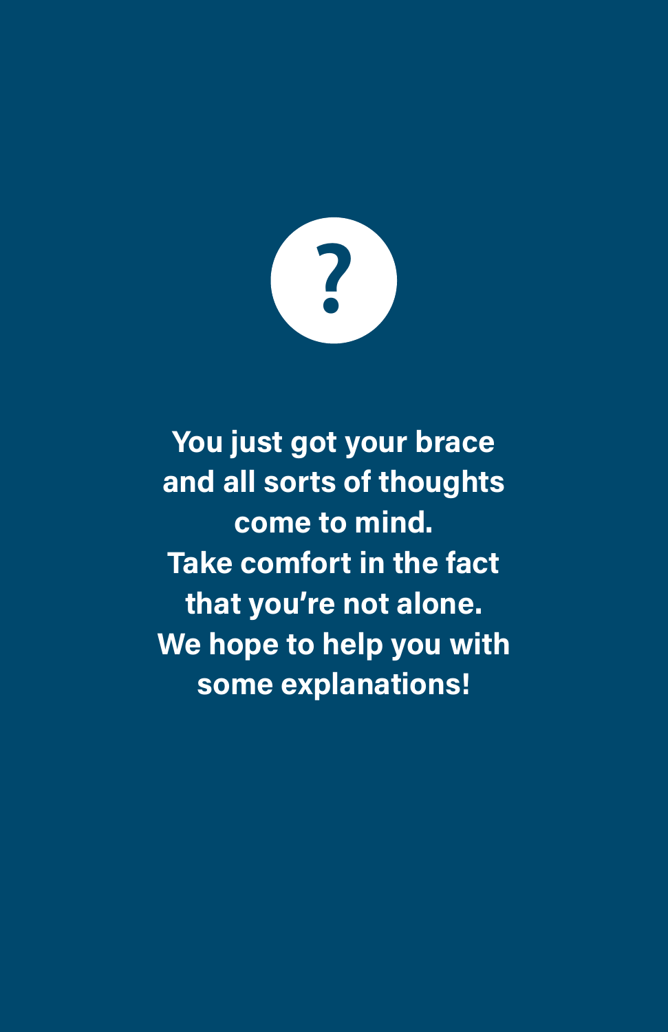**You just got your brace and all sorts of thoughts come to mind. Take comfort in the fact that you're not alone. We hope to help you with some explanations!**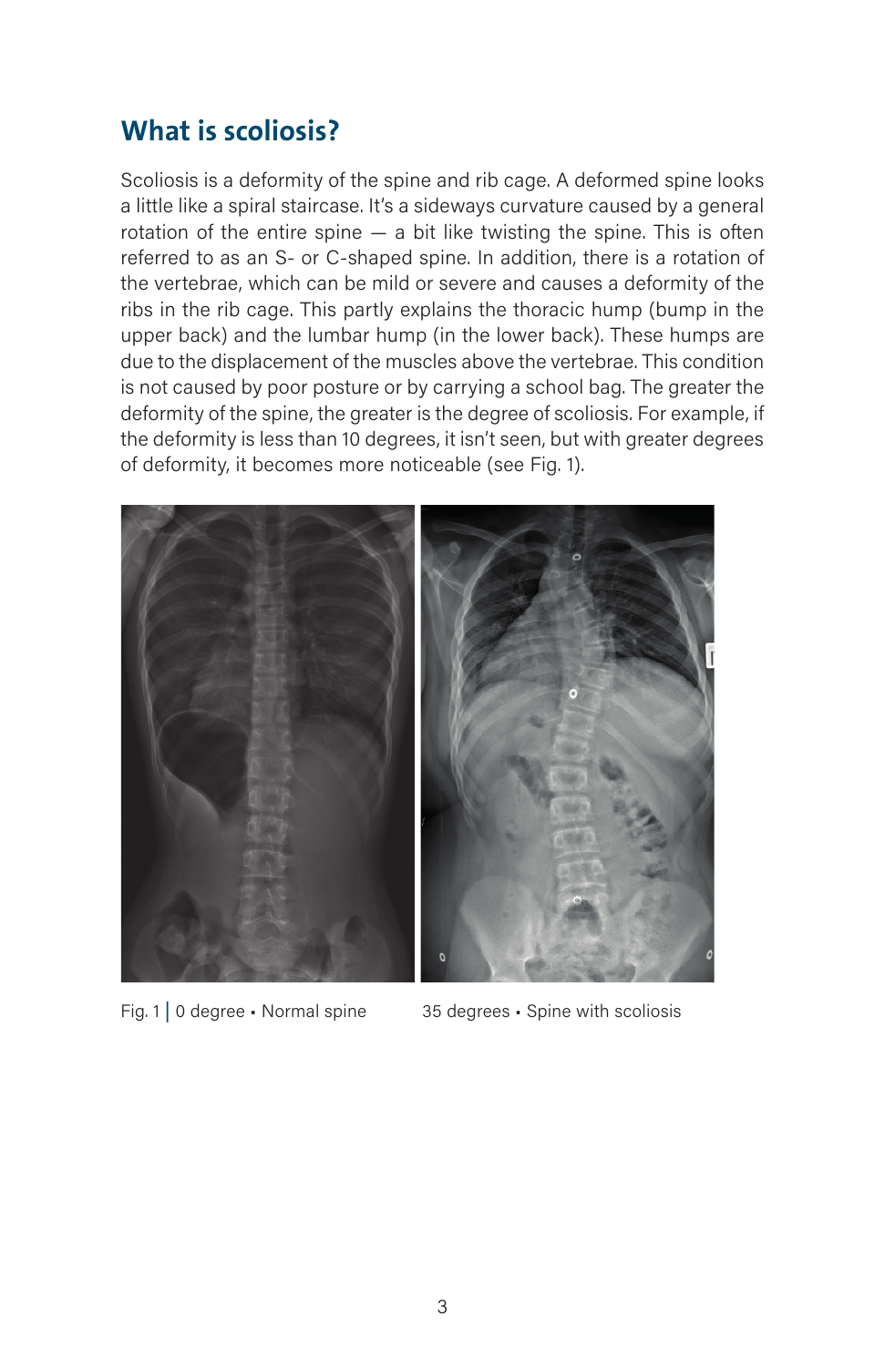## What is scoliosis?

Scoliosis is a deformity of the spine and rib cage. A deformed spine looks a little like a spiral staircase. It's a sideways curvature caused by a general rotation of the entire spine — a bit like twisting the spine. This is often referred to as an S- or C-shaped spine. In addition, there is a rotation of the vertebrae, which can be mild or severe and causes a deformity of the ribs in the rib cage. This partly explains the thoracic hump (bump in the upper back) and the lumbar hump (in the lower back). These humps are due to the displacement of the muscles above the vertebrae. This condition is not caused by poor posture or by carrying a school bag. The greater the deformity of the spine, the greater is the degree of scoliosis. For example, if the deformity is less than 10 degrees, it isn't seen, but with greater degrees of deformity, it becomes more noticeable (see Fig. 1).

Fig. 1 | 0 degree ▪ Normal spine     35 degrees ▪ Spine with scoliosis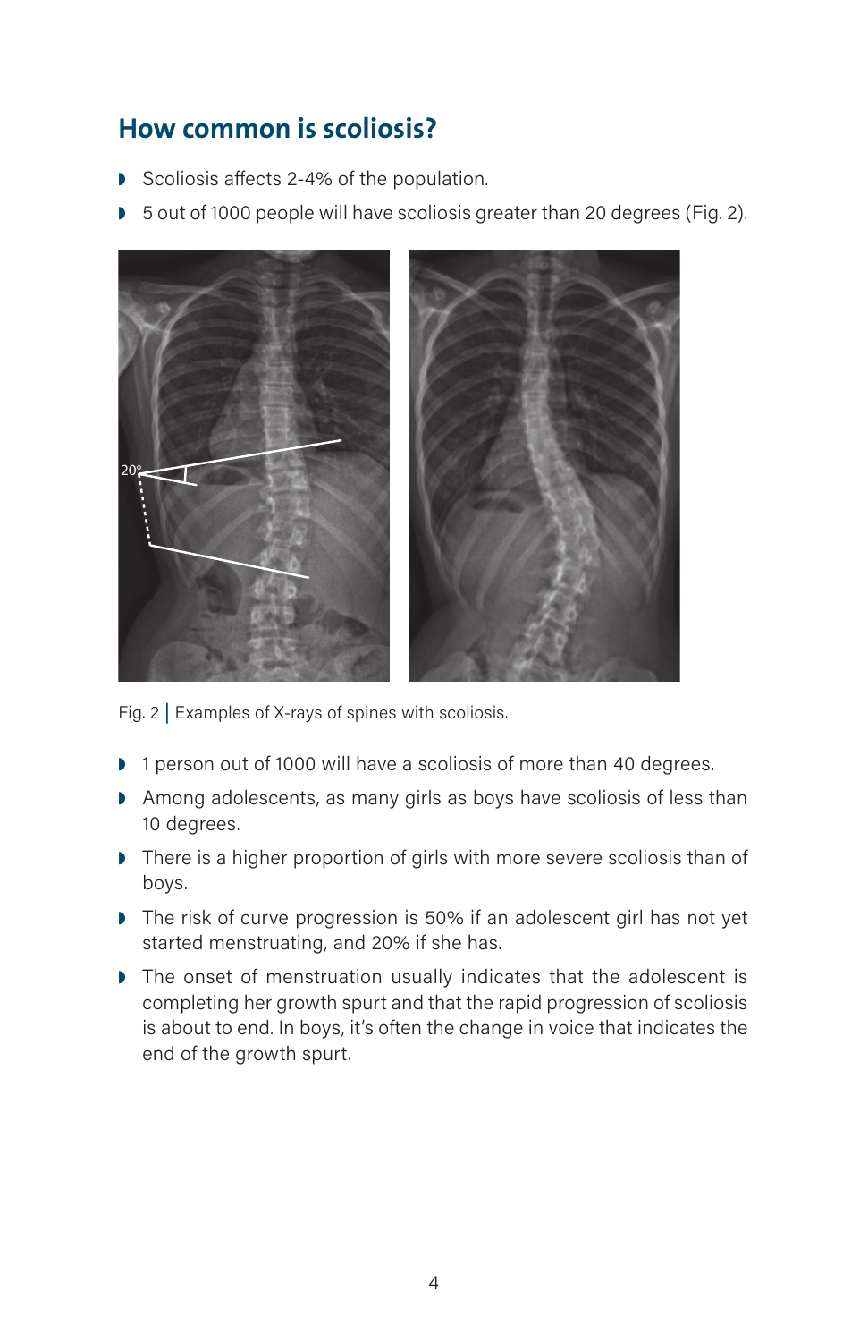## How common is scoliosis?

- Scoliosis affects 2-4% of the population.
- 5 out of 1000 people will have scoliosis greater than 20 degrees (Fig. 2).

Fig. 2 | Examples of X-rays of spines with scoliosis.

- 1 person out of 1000 will have a scoliosis of more than 40 degrees.
- Among adolescents, as many girls as boys have scoliosis of less than 10 degrees.
- There is a higher proportion of girls with more severe scoliosis than of boys.
- The risk of curve progression is 50% if an adolescent girl has not yet started menstruating, and 20% if she has.
- The onset of menstruation usually indicates that the adolescent is completing her growth spurt and that the rapid progression of scoliosis is about to end. In boys, it's often the change in voice that indicates the end of the growth spurt.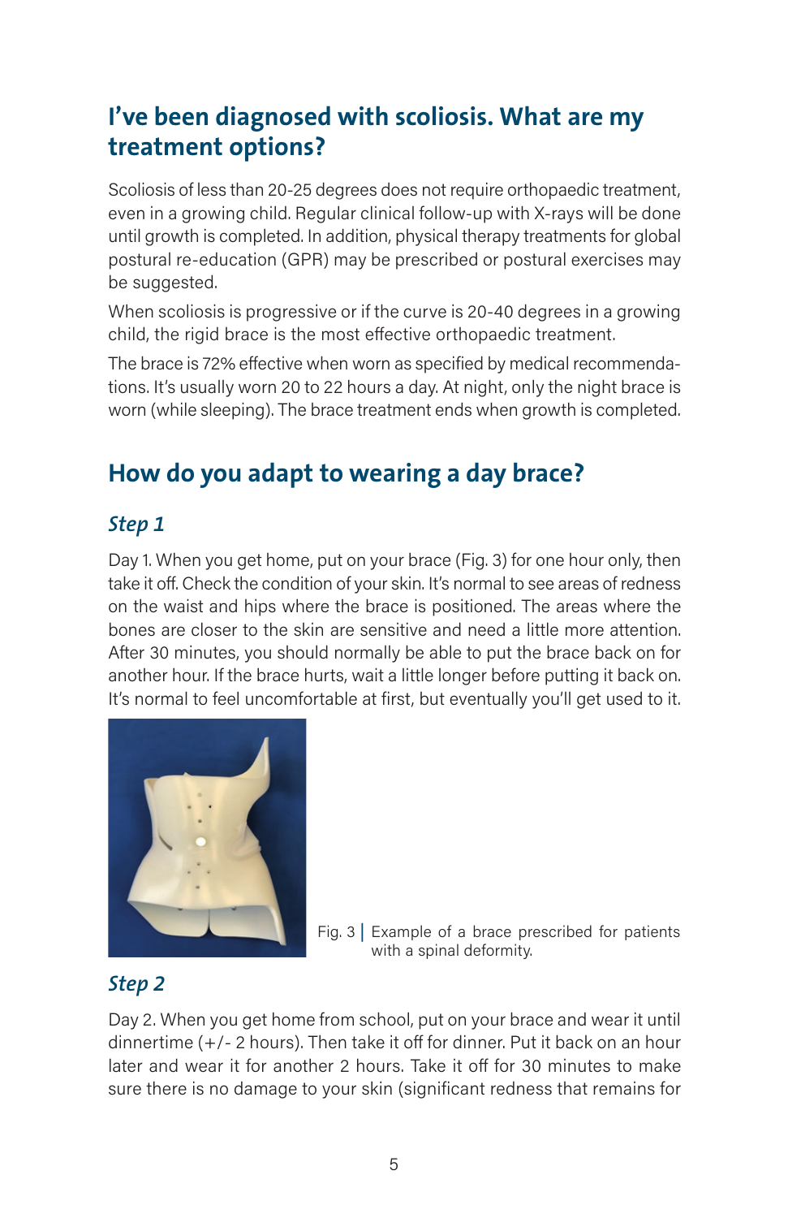## I've been diagnosed with scoliosis. What are my treatment options?

Scoliosis of less than 20-25 degrees does not require orthopaedic treatment, even in a growing child. Regular clinical follow-up with X-rays will be done until growth is completed. In addition, physical therapy treatments for global postural re-education (GPR) may be prescribed or postural exercises may be suggested.

When scoliosis is progressive or if the curve is 20-40 degrees in a growing child, the rigid brace is the most effective orthopaedic treatment.

The brace is 72% effective when worn as specified by medical recommendations. It's usually worn 20 to 22 hours a day. At night, only the night brace is worn (while sleeping). The brace treatment ends when growth is completed.

## How do you adapt to wearing a day brace?

### *Step 1*

Day 1. When you get home, put on your brace (Fig. 3) for one hour only, then take it off. Check the condition of your skin. It's normal to see areas of redness on the waist and hips where the brace is positioned. The areas where the bones are closer to the skin are sensitive and need a little more attention. After 30 minutes, you should normally be able to put the brace back on for another hour. If the brace hurts, wait a little longer before putting it back on. It's normal to feel uncomfortable at first, but eventually you'll get used to it.

Fig. 3 | Example of a brace prescribed for patients with a spinal deformity.

### *Step 2*

Day 2. When you get home from school, put on your brace and wear it until dinnertime (+/- 2 hours). Then take it off for dinner. Put it back on an hour later and wear it for another 2 hours. Take it off for 30 minutes to make sure there is no damage to your skin (significant redness that remains for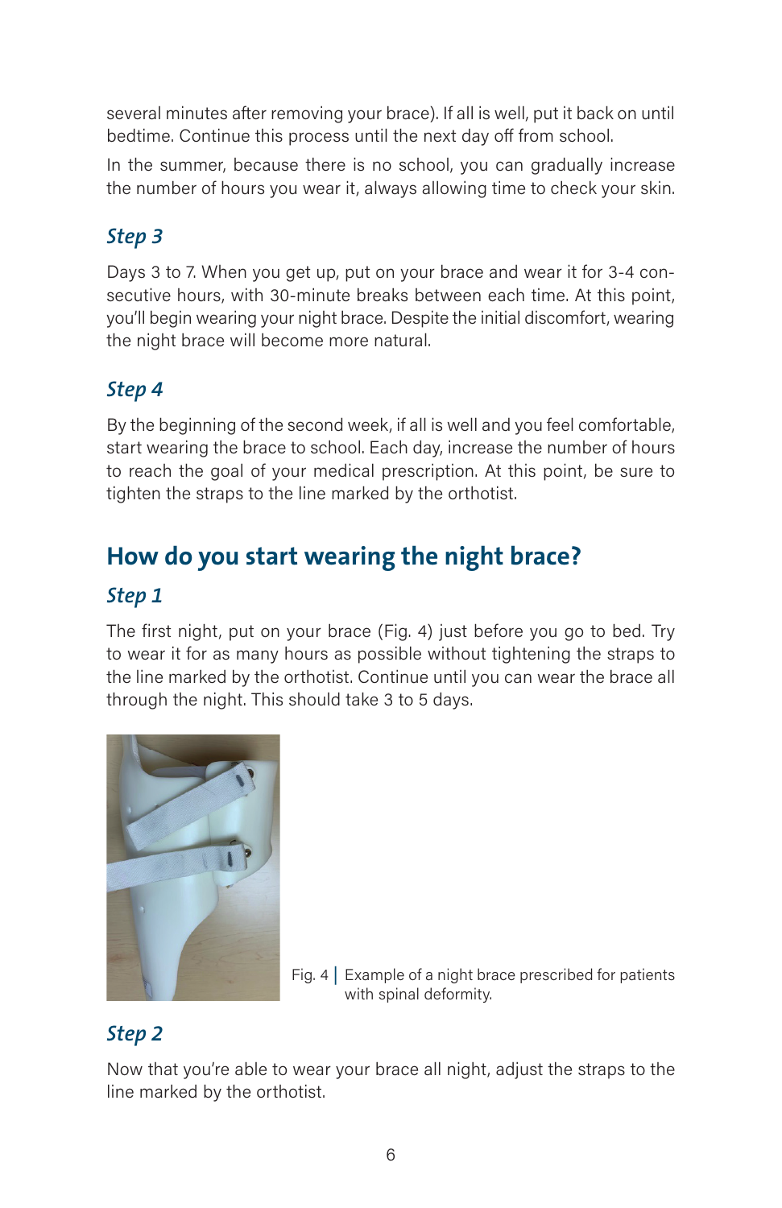several minutes after removing your brace). If all is well, put it back on until bedtime. Continue this process until the next day off from school.

In the summer, because there is no school, you can gradually increase the number of hours you wear it, always allowing time to check your skin.

### *Step 3*

Days 3 to 7. When you get up, put on your brace and wear it for 3-4 consecutive hours, with 30-minute breaks between each time. At this point, you'll begin wearing your night brace. Despite the initial discomfort, wearing the night brace will become more natural.

### *Step 4*

By the beginning of the second week, if all is well and you feel comfortable, start wearing the brace to school. Each day, increase the number of hours to reach the goal of your medical prescription. At this point, be sure to tighten the straps to the line marked by the orthotist.

## How do you start wearing the night brace?

### *Step 1*

The first night, put on your brace (Fig. 4) just before you go to bed. Try to wear it for as many hours as possible without tightening the straps to the line marked by the orthotist. Continue until you can wear the brace all through the night. This should take 3 to 5 days.

Fig. 4 | Example of a night brace prescribed for patients with spinal deformity.

### *Step 2*

Now that you're able to wear your brace all night, adjust the straps to the line marked by the orthotist.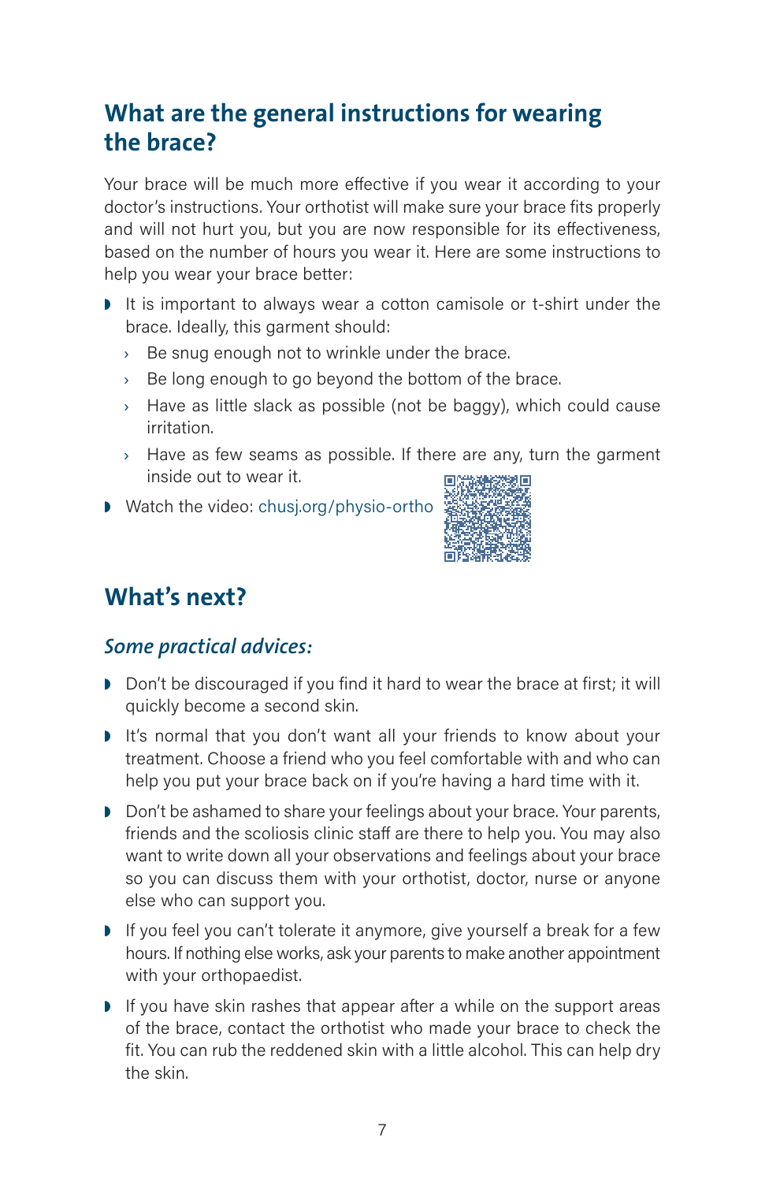## What are the general instructions for wearing the brace?

Your brace will be much more effective if you wear it according to your doctor's instructions. Your orthotist will make sure your brace fits properly and will not hurt you, but you are now responsible for its effectiveness, based on the number of hours you wear it. Here are some instructions to help you wear your brace better:

- It is important to always wear a cotton camisole or t-shirt under the brace. Ideally, this garment should:
  - Be snug enough not to wrinkle under the brace.
  - Be long enough to go beyond the bottom of the brace.
  - Have as little slack as possible (not be baggy), which could cause irritation.
  - Have as few seams as possible. If there are any, turn the garment inside out to wear it.
- Watch the video: chusj.org/physio-ortho

## What's next?

### *Some practical advices:*

- Don't be discouraged if you find it hard to wear the brace at first; it will quickly become a second skin.
- It's normal that you don't want all your friends to know about your treatment. Choose a friend who you feel comfortable with and who can help you put your brace back on if you're having a hard time with it.
- Don't be ashamed to share your feelings about your brace. Your parents, friends and the scoliosis clinic staff are there to help you. You may also want to write down all your observations and feelings about your brace so you can discuss them with your orthotist, doctor, nurse or anyone else who can support you.
- If you feel you can't tolerate it anymore, give yourself a break for a few hours. If nothing else works, ask your parents to make another appointment with your orthopaedist.
- If you have skin rashes that appear after a while on the support areas of the brace, contact the orthotist who made your brace to check the fit. You can rub the reddened skin with a little alcohol. This can help dry the skin.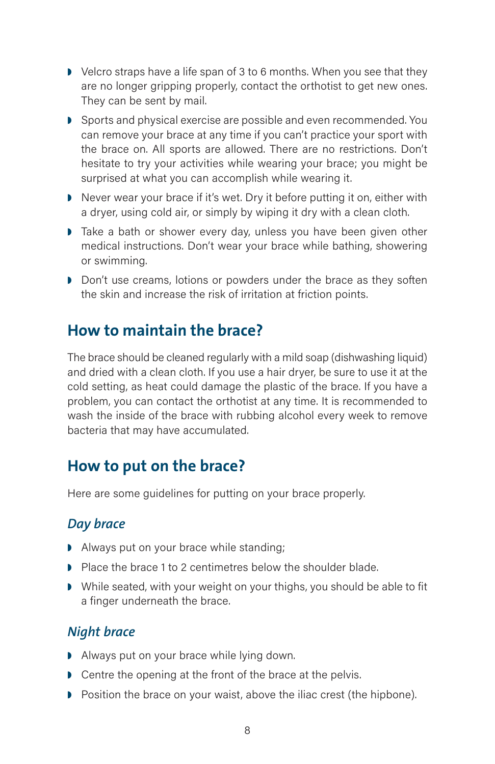- Velcro straps have a life span of 3 to 6 months. When you see that they are no longer gripping properly, contact the orthotist to get new ones. They can be sent by mail.
- Sports and physical exercise are possible and even recommended. You can remove your brace at any time if you can't practice your sport with the brace on. All sports are allowed. There are no restrictions. Don't hesitate to try your activities while wearing your brace; you might be surprised at what you can accomplish while wearing it.
- Never wear your brace if it's wet. Dry it before putting it on, either with a dryer, using cold air, or simply by wiping it dry with a clean cloth.
- Take a bath or shower every day, unless you have been given other medical instructions. Don't wear your brace while bathing, showering or swimming.
- Don't use creams, lotions or powders under the brace as they soften the skin and increase the risk of irritation at friction points.

## How to maintain the brace?

The brace should be cleaned regularly with a mild soap (dishwashing liquid) and dried with a clean cloth. If you use a hair dryer, be sure to use it at the cold setting, as heat could damage the plastic of the brace. If you have a problem, you can contact the orthotist at any time. It is recommended to wash the inside of the brace with rubbing alcohol every week to remove bacteria that may have accumulated.

## How to put on the brace?

Here are some guidelines for putting on your brace properly.

### *Day brace*

- Always put on your brace while standing;
- Place the brace 1 to 2 centimetres below the shoulder blade.
- While seated, with your weight on your thighs, you should be able to fit a finger underneath the brace.

### *Night brace*

- Always put on your brace while lying down.
- Centre the opening at the front of the brace at the pelvis.
- Position the brace on your waist, above the iliac crest (the hipbone).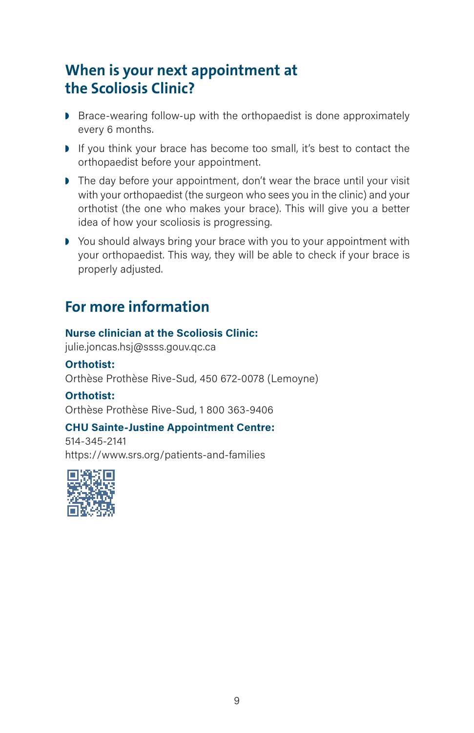## When is your next appointment at the Scoliosis Clinic?

- Brace-wearing follow-up with the orthopaedist is done approximately every 6 months.
- If you think your brace has become too small, it's best to contact the orthopaedist before your appointment.
- The day before your appointment, don't wear the brace until your visit with your orthopaedist (the surgeon who sees you in the clinic) and your orthotist (the one who makes your brace). This will give you a better idea of how your scoliosis is progressing.
- You should always bring your brace with you to your appointment with your orthopaedist. This way, they will be able to check if your brace is properly adjusted.

## For more information

**Nurse clinician at the Scoliosis Clinic:**
julie.joncas.hsj@ssss.gouv.qc.ca

**Orthotist:**
Orthèse Prothèse Rive-Sud, 450 672-0078 (Lemoyne)

**Orthotist:**
Orthèse Prothèse Rive-Sud, 1 800 363-9406

**CHU Sainte-Justine Appointment Centre:**
514-345-2141
https://www.srs.org/patients-and-families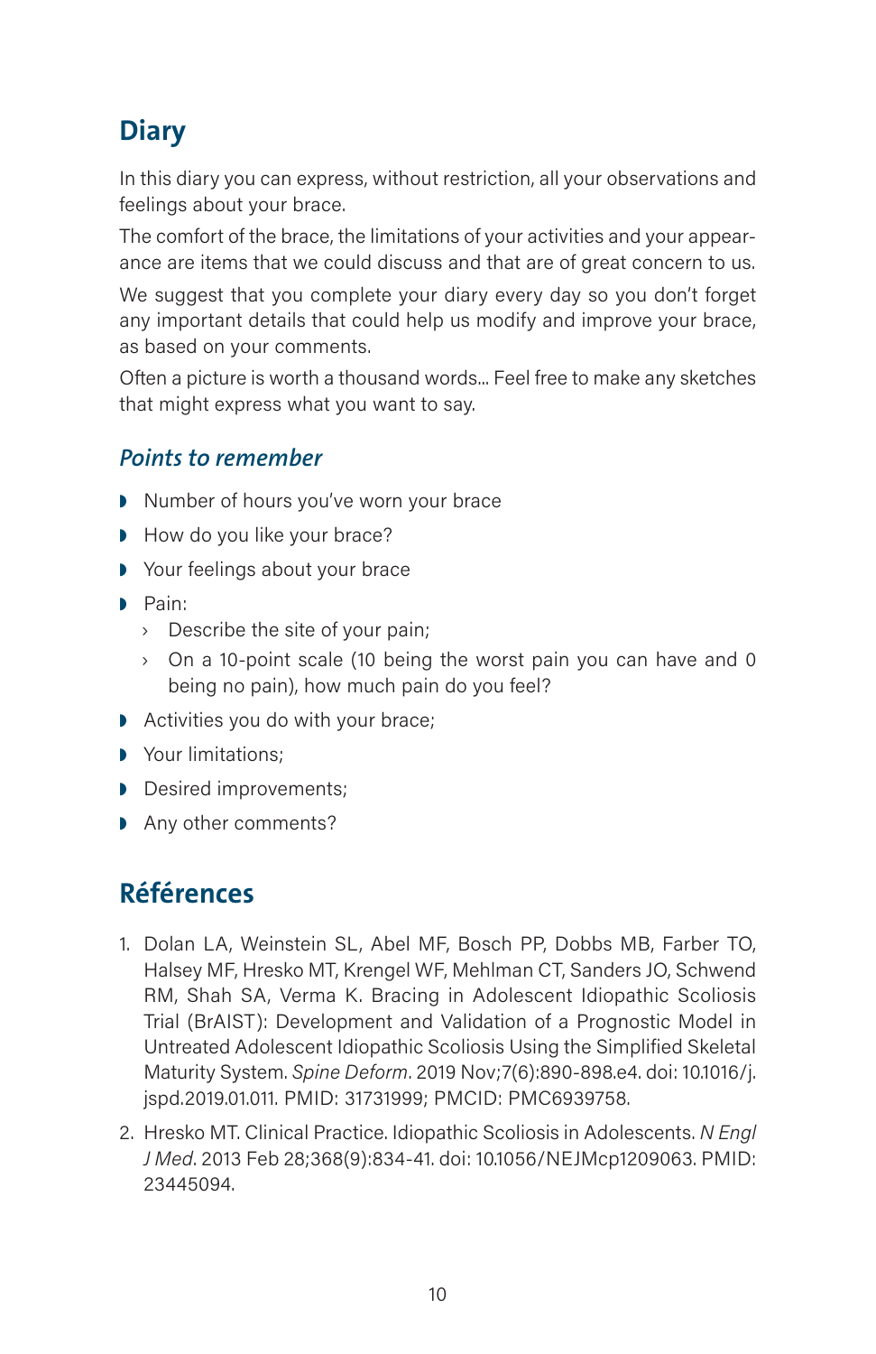## Diary

In this diary you can express, without restriction, all your observations and feelings about your brace.

The comfort of the brace, the limitations of your activities and your appearance are items that we could discuss and that are of great concern to us.

We suggest that you complete your diary every day so you don't forget any important details that could help us modify and improve your brace, as based on your comments.

Often a picture is worth a thousand words... Feel free to make any sketches that might express what you want to say.

### *Points to remember*

- Number of hours you've worn your brace
- How do you like your brace?
- Your feelings about your brace
- Pain:
  - Describe the site of your pain;
  - On a 10-point scale (10 being the worst pain you can have and 0 being no pain), how much pain do you feel?
- Activities you do with your brace;
- Your limitations;
- Desired improvements;
- Any other comments?

## Références

1. Dolan LA, Weinstein SL, Abel MF, Bosch PP, Dobbs MB, Farber TO, Halsey MF, Hresko MT, Krengel WF, Mehlman CT, Sanders JO, Schwend RM, Shah SA, Verma K. Bracing in Adolescent Idiopathic Scoliosis Trial (BrAIST): Development and Validation of a Prognostic Model in Untreated Adolescent Idiopathic Scoliosis Using the Simplified Skeletal Maturity System. *Spine Deform*. 2019 Nov;7(6):890-898.e4. doi: 10.1016/j.jspd.2019.01.011. PMID: 31731999; PMCID: PMC6939758.
2. Hresko MT. Clinical Practice. Idiopathic Scoliosis in Adolescents. *N Engl J Med*. 2013 Feb 28;368(9):834-41. doi: 10.1056/NEJMcp1209063. PMID: 23445094.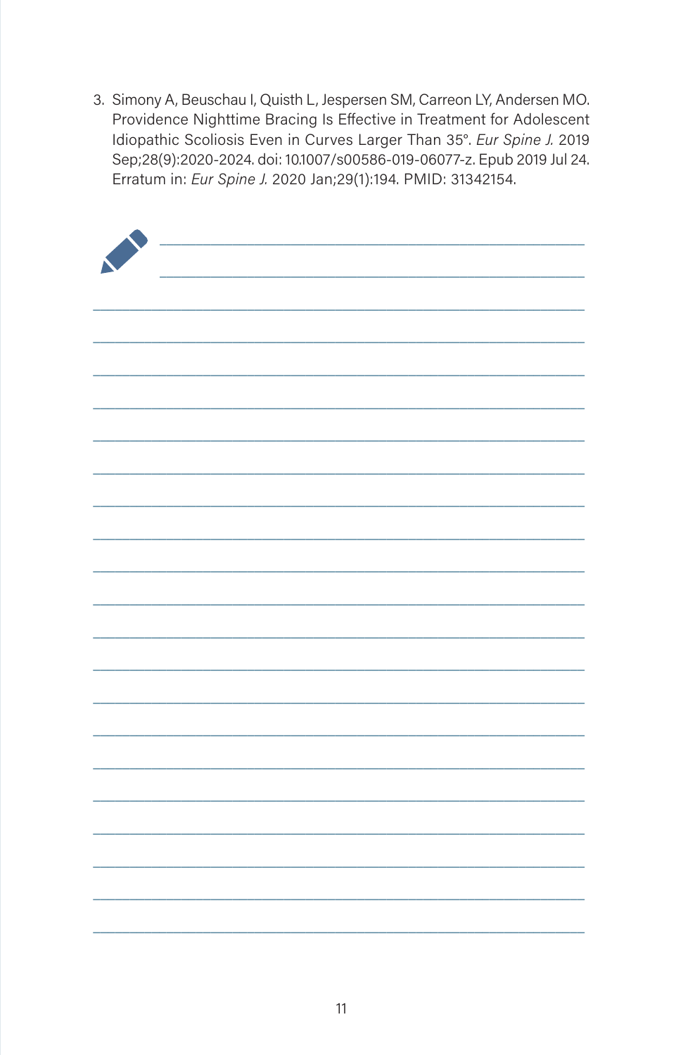3. Simony A, Beuschau I, Quisth L, Jespersen SM, Carreon LY, Andersen MO. Providence Nighttime Bracing Is Effective in Treatment for Adolescent Idiopathic Scoliosis Even in Curves Larger Than 35°. *Eur Spine J.* 2019 Sep;28(9):2020-2024. doi: 10.1007/s00586-019-06077-z. Epub 2019 Jul 24. Erratum in: *Eur Spine J.* 2020 Jan;29(1):194. PMID: 31342154.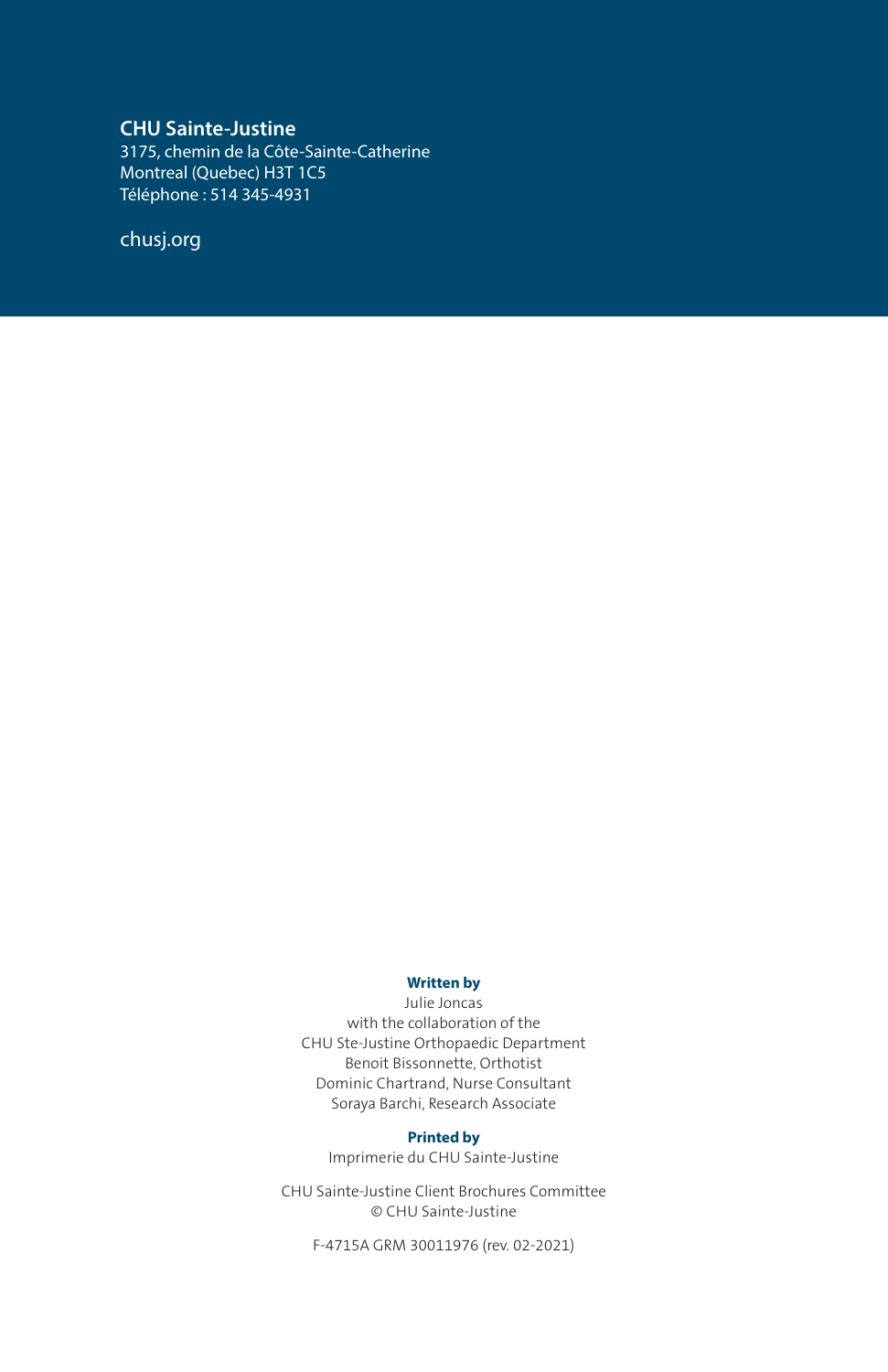**CHU Sainte-Justine**
3175, chemin de la Côte-Sainte-Catherine
Montreal (Quebec) H3T 1C5
Téléphone : 514 345-4931

chusj.org

**Written by**
Julie Joncas
with the collaboration of the
CHU Ste-Justine Orthopaedic Department
Benoit Bissonnette, Orthotist
Dominic Chartrand, Nurse Consultant
Soraya Barchi, Research Associate

**Printed by**
Imprimerie du CHU Sainte-Justine

CHU Sainte-Justine Client Brochures Committee
© CHU Sainte-Justine

F-4715A GRM 30011976 (rev. 02-2021)